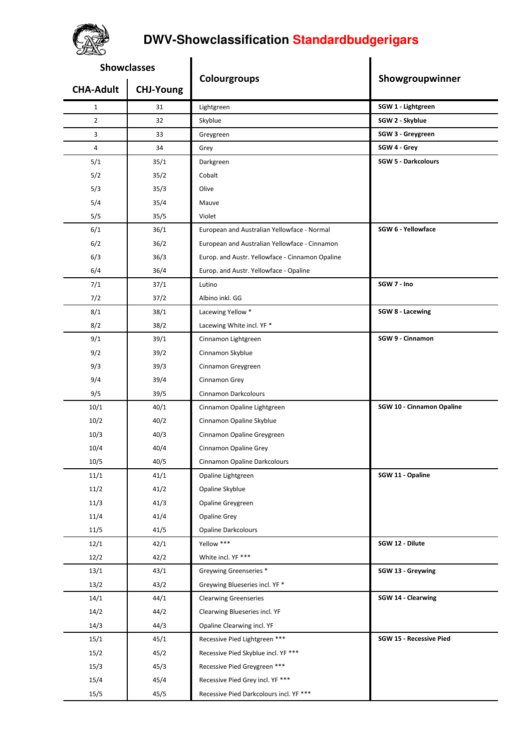# DWV-Showclassification Standardbudgerigars

| Showclasses | | Colourgroups | Showgroupwinner |
|---|---|---|---|
| CHA-Adult | CHJ-Young | | |
| 1 | 31 | Lightgreen | **SGW 1 - Lightgreen** |
| 2 | 32 | Skyblue | **SGW 2 - Skyblue** |
| 3 | 33 | Greygreen | **SGW 3 - Greygreen** |
| 4 | 34 | Grey | **SGW 4 - Grey** |
| 5/1 | 35/1 | Darkgreen | **SGW 5 - Darkcolours** |
| 5/2 | 35/2 | Cobalt | |
| 5/3 | 35/3 | Olive | |
| 5/4 | 35/4 | Mauve | |
| 5/5 | 35/5 | Violet | |
| 6/1 | 36/1 | European and Australian Yellowface - Normal | **SGW 6 - Yellowface** |
| 6/2 | 36/2 | European and Australian Yellowface - Cinnamon | |
| 6/3 | 36/3 | Europ. and Austr. Yellowface - Cinnamon Opaline | |
| 6/4 | 36/4 | Europ. and Austr. Yellowface - Opaline | |
| 7/1 | 37/1 | Lutino | **SGW 7 - Ino** |
| 7/2 | 37/2 | Albino inkl. GG | |
| 8/1 | 38/1 | Lacewing Yellow * | **SGW 8 - Lacewing** |
| 8/2 | 38/2 | Lacewing White incl. YF * | |
| 9/1 | 39/1 | Cinnamon Lightgreen | **SGW 9 - Cinnamon** |
| 9/2 | 39/2 | Cinnamon Skyblue | |
| 9/3 | 39/3 | Cinnamon Greygreen | |
| 9/4 | 39/4 | Cinnamon Grey | |
| 9/5 | 39/5 | Cinnamon Darkcolours | |
| 10/1 | 40/1 | Cinnamon Opaline Lightgreen | **SGW 10 - Cinnamon Opaline** |
| 10/2 | 40/2 | Cinnamon Opaline Skyblue | |
| 10/3 | 40/3 | Cinnamon Opaline Greygreen | |
| 10/4 | 40/4 | Cinnamon Opaline Grey | |
| 10/5 | 40/5 | Cinnamon Opaline Darkcolours | |
| 11/1 | 41/1 | Opaline Lightgreen | **SGW 11 - Opaline** |
| 11/2 | 41/2 | Opaline Skyblue | |
| 11/3 | 41/3 | Opaline Greygreen | |
| 11/4 | 41/4 | Opaline Grey | |
| 11/5 | 41/5 | Opaline Darkcolours | |
| 12/1 | 42/1 | Yellow *** | **SGW 12 - Dilute** |
| 12/2 | 42/2 | White incl. YF *** | |
| 13/1 | 43/1 | Greywing Greenseries * | **SGW 13 - Greywing** |
| 13/2 | 43/2 | Greywing Blueseries incl. YF * | |
| 14/1 | 44/1 | Clearwing Greenseries | **SGW 14 - Clearwing** |
| 14/2 | 44/2 | Clearwing Blueseries incl. YF | |
| 14/3 | 44/3 | Opaline Clearwing incl. YF | |
| 15/1 | 45/1 | Recessive Pied Lightgreen *** | **SGW 15 - Recessive Pied** |
| 15/2 | 45/2 | Recessive Pied Skyblue incl. YF *** | |
| 15/3 | 45/3 | Recessive Pied Greygreen *** | |
| 15/4 | 45/4 | Recessive Pied Grey incl. YF *** | |
| 15/5 | 45/5 | Recessive Pied Darkcolours incl. YF *** | |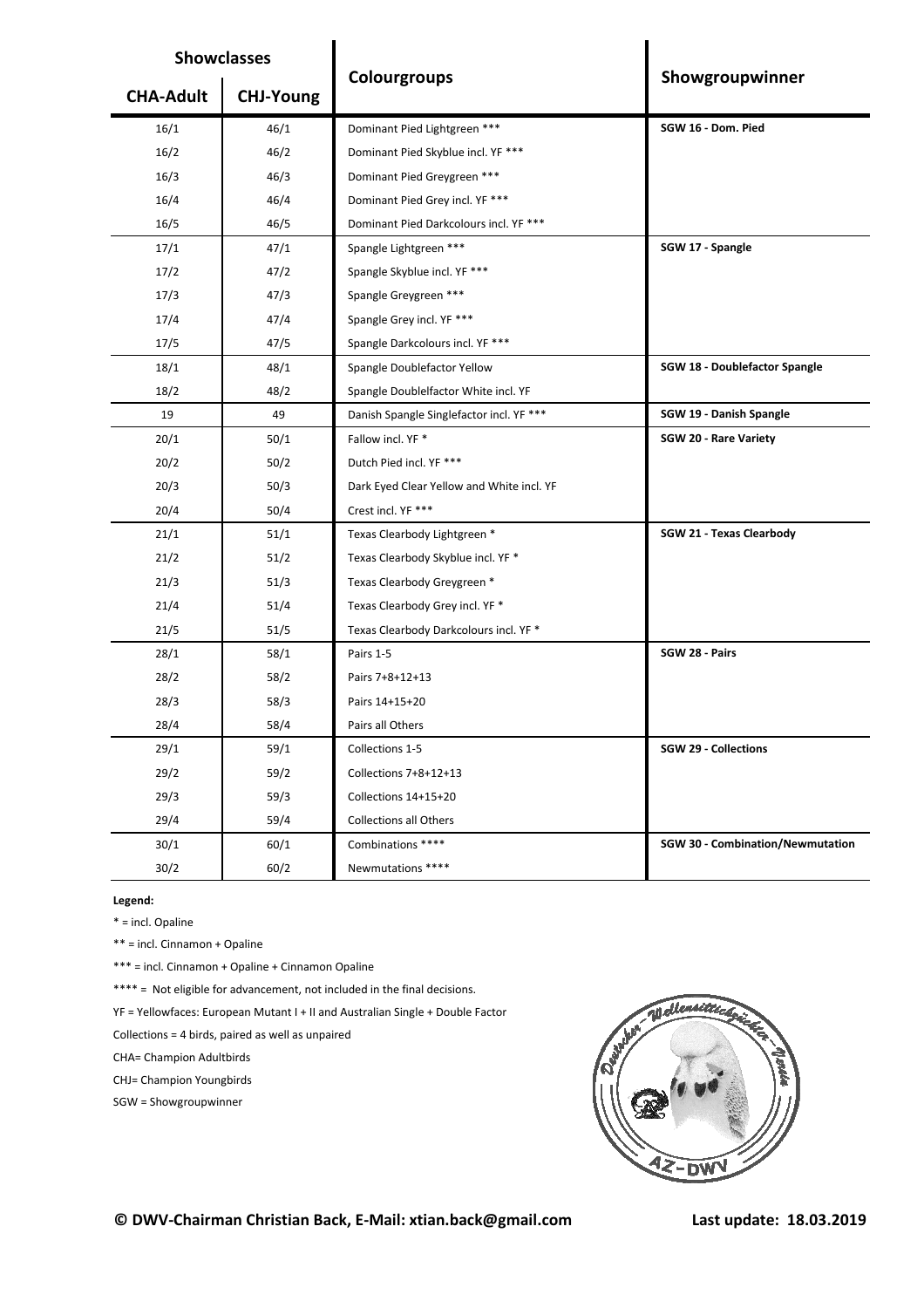| Showclasses | | Colourgroups | Showgroupwinner |
|---|---|---|---|
| CHA-Adult | CHJ-Young | | |
| 16/1 | 46/1 | Dominant Pied Lightgreen *** | SGW 16 - Dom. Pied |
| 16/2 | 46/2 | Dominant Pied Skyblue incl. YF *** | |
| 16/3 | 46/3 | Dominant Pied Greygreen *** | |
| 16/4 | 46/4 | Dominant Pied Grey incl. YF *** | |
| 16/5 | 46/5 | Dominant Pied Darkcolours incl. YF *** | |
| 17/1 | 47/1 | Spangle Lightgreen *** | SGW 17 - Spangle |
| 17/2 | 47/2 | Spangle Skyblue incl. YF *** | |
| 17/3 | 47/3 | Spangle Greygreen *** | |
| 17/4 | 47/4 | Spangle Grey incl. YF *** | |
| 17/5 | 47/5 | Spangle Darkcolours incl. YF *** | |
| 18/1 | 48/1 | Spangle Doublefactor Yellow | SGW 18 - Doublefactor Spangle |
| 18/2 | 48/2 | Spangle Doublelfactor White incl. YF | |
| 19 | 49 | Danish Spangle Singlefactor incl. YF *** | SGW 19 - Danish Spangle |
| 20/1 | 50/1 | Fallow incl. YF * | SGW 20 - Rare Variety |
| 20/2 | 50/2 | Dutch Pied incl. YF *** | |
| 20/3 | 50/3 | Dark Eyed Clear Yellow and White incl. YF | |
| 20/4 | 50/4 | Crest incl. YF *** | |
| 21/1 | 51/1 | Texas Clearbody Lightgreen * | SGW 21 - Texas Clearbody |
| 21/2 | 51/2 | Texas Clearbody Skyblue incl. YF * | |
| 21/3 | 51/3 | Texas Clearbody Greygreen * | |
| 21/4 | 51/4 | Texas Clearbody Grey incl. YF * | |
| 21/5 | 51/5 | Texas Clearbody Darkcolours incl. YF * | |
| 28/1 | 58/1 | Pairs 1-5 | SGW 28 - Pairs |
| 28/2 | 58/2 | Pairs 7+8+12+13 | |
| 28/3 | 58/3 | Pairs 14+15+20 | |
| 28/4 | 58/4 | Pairs all Others | |
| 29/1 | 59/1 | Collections 1-5 | SGW 29 - Collections |
| 29/2 | 59/2 | Collections 7+8+12+13 | |
| 29/3 | 59/3 | Collections 14+15+20 | |
| 29/4 | 59/4 | Collections all Others | |
| 30/1 | 60/1 | Combinations **** | SGW 30 - Combination/Newmutation |
| 30/2 | 60/2 | Newmutations **** | |

**Legend:**

* = incl. Opaline

** = incl. Cinnamon + Opaline

*** = incl. Cinnamon + Opaline + Cinnamon Opaline

**** = Not eligible for advancement, not included in the final decisions.

YF = Yellowfaces: European Mutant I + II and Australian Single + Double Factor

Collections = 4 birds, paired as well as unpaired

CHA= Champion Adultbirds

CHJ= Champion Youngbirds

SGW = Showgroupwinner

**© DWV-Chairman Christian Back, E-Mail: xtian.back@gmail.com** **Last update: 18.03.2019**